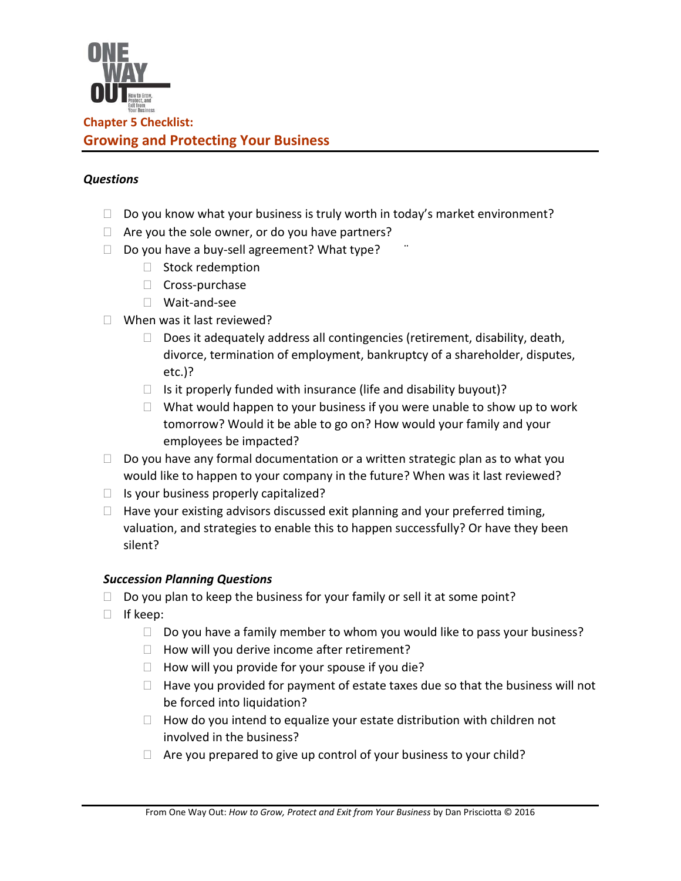ONE WAY OUT

How to Grow, Protect, and Exit from Your Business

## Chapter 5 Checklist:
## Growing and Protecting Your Business

***Questions***

- Do you know what your business is truly worth in today's market environment?
- Are you the sole owner, or do you have partners?
- Do you have a buy-sell agreement? What type?
  - Stock redemption
  - Cross-purchase
  - Wait-and-see
- When was it last reviewed?
  - Does it adequately address all contingencies (retirement, disability, death, divorce, termination of employment, bankruptcy of a shareholder, disputes, etc.)?
  - Is it properly funded with insurance (life and disability buyout)?
  - What would happen to your business if you were unable to show up to work tomorrow? Would it be able to go on? How would your family and your employees be impacted?
- Do you have any formal documentation or a written strategic plan as to what you would like to happen to your company in the future? When was it last reviewed?
- Is your business properly capitalized?
- Have your existing advisors discussed exit planning and your preferred timing, valuation, and strategies to enable this to happen successfully? Or have they been silent?

***Succession Planning Questions***

- Do you plan to keep the business for your family or sell it at some point?
- If keep:
  - Do you have a family member to whom you would like to pass your business?
  - How will you derive income after retirement?
  - How will you provide for your spouse if you die?
  - Have you provided for payment of estate taxes due so that the business will not be forced into liquidation?
  - How do you intend to equalize your estate distribution with children not involved in the business?
  - Are you prepared to give up control of your business to your child?

From One Way Out: *How to Grow, Protect and Exit from Your Business* by Dan Prisciotta © 2016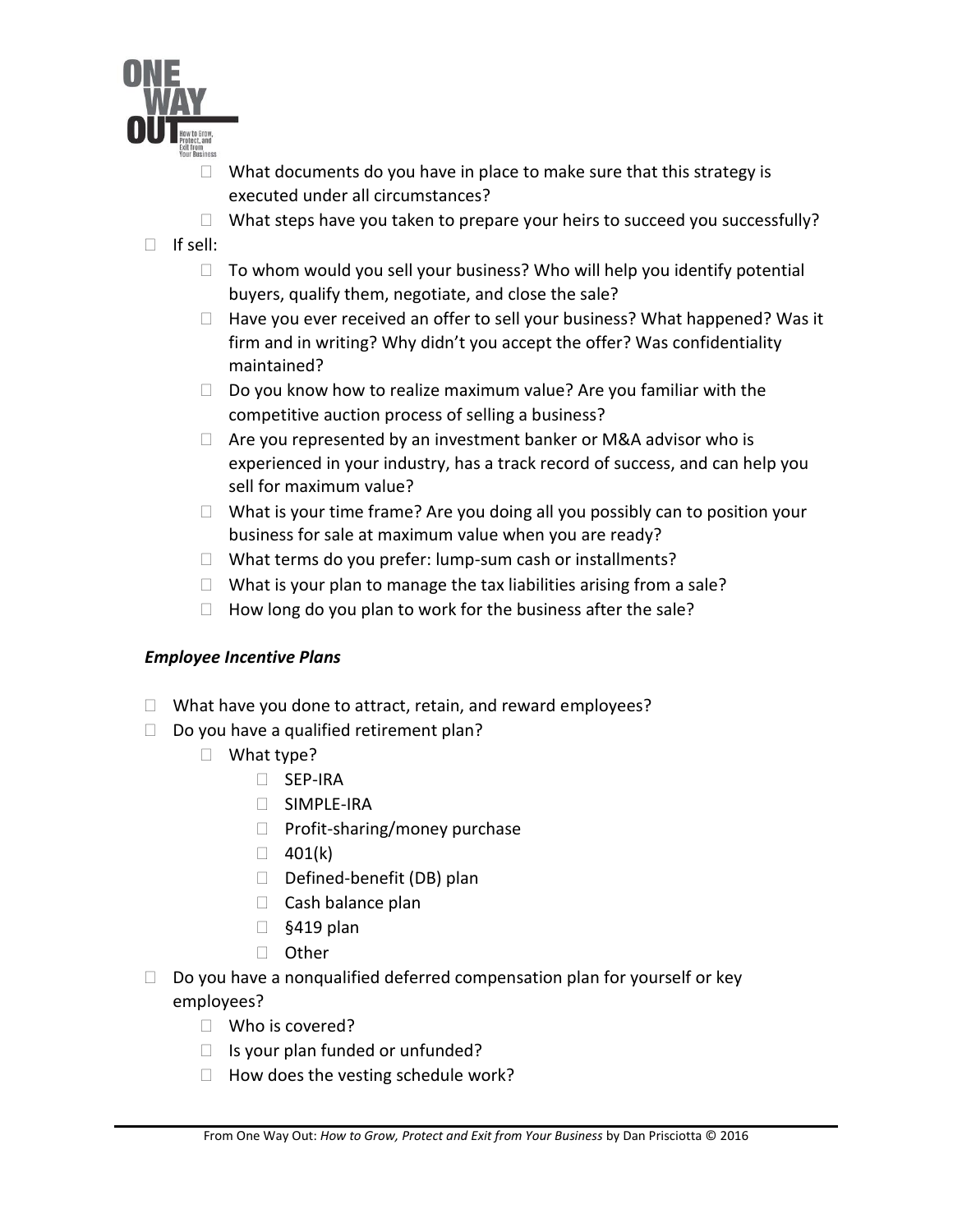- What documents do you have in place to make sure that this strategy is executed under all circumstances?
    - What steps have you taken to prepare your heirs to succeed you successfully?
- If sell:
    - To whom would you sell your business? Who will help you identify potential buyers, qualify them, negotiate, and close the sale?
    - Have you ever received an offer to sell your business? What happened? Was it firm and in writing? Why didn't you accept the offer? Was confidentiality maintained?
    - Do you know how to realize maximum value? Are you familiar with the competitive auction process of selling a business?
    - Are you represented by an investment banker or M&A advisor who is experienced in your industry, has a track record of success, and can help you sell for maximum value?
    - What is your time frame? Are you doing all you possibly can to position your business for sale at maximum value when you are ready?
    - What terms do you prefer: lump-sum cash or installments?
    - What is your plan to manage the tax liabilities arising from a sale?
    - How long do you plan to work for the business after the sale?

***Employee Incentive Plans***

- What have you done to attract, retain, and reward employees?
- Do you have a qualified retirement plan?
    - What type?
        - SEP-IRA
        - SIMPLE-IRA
        - Profit-sharing/money purchase
        - 401(k)
        - Defined-benefit (DB) plan
        - Cash balance plan
        - §419 plan
        - Other
- Do you have a nonqualified deferred compensation plan for yourself or key employees?
    - Who is covered?
    - Is your plan funded or unfunded?
    - How does the vesting schedule work?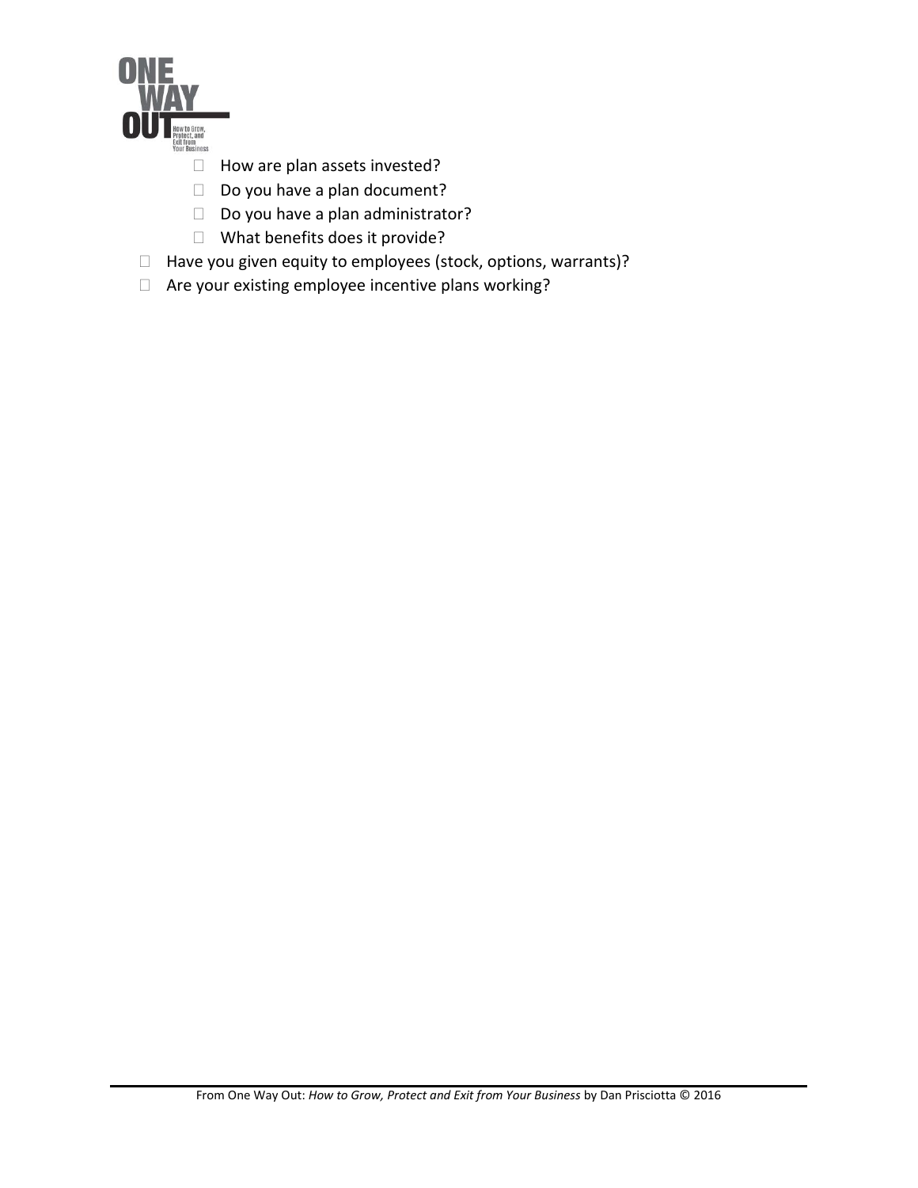- How are plan assets invested?
  - Do you have a plan document?
  - Do you have a plan administrator?
  - What benefits does it provide?
- Have you given equity to employees (stock, options, warrants)?
- Are your existing employee incentive plans working?